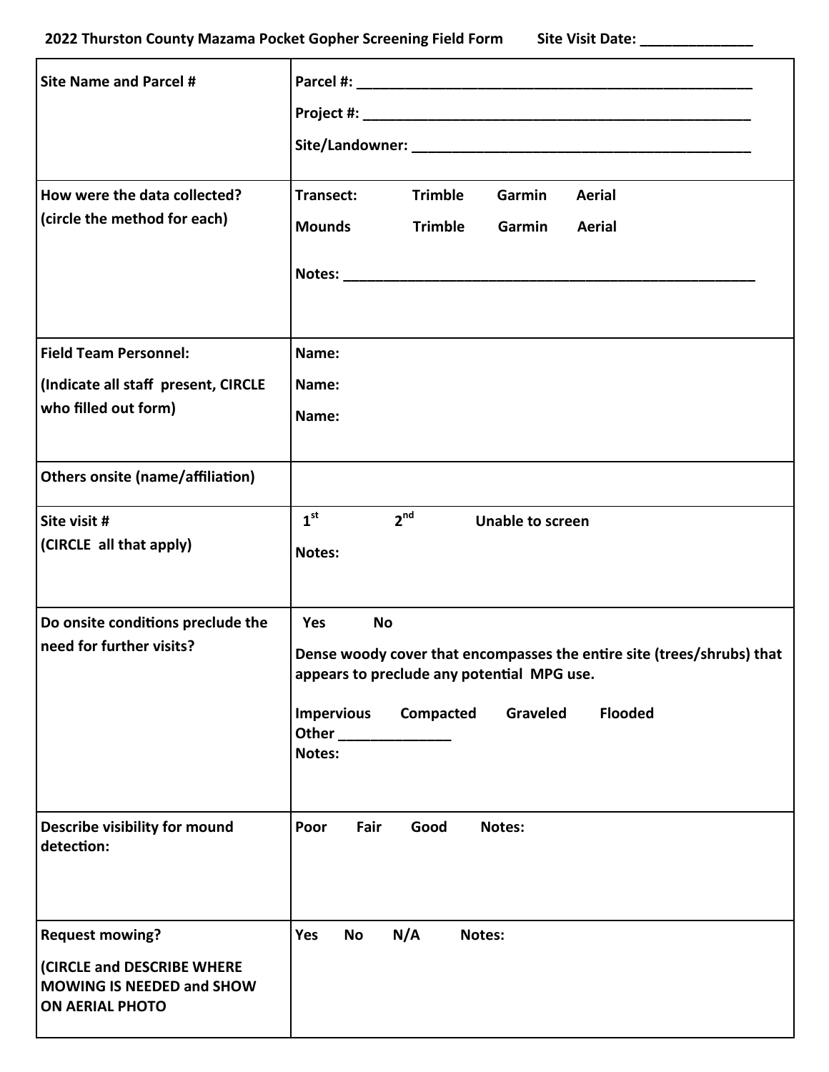**2022 Thurston County Mazama Pocket Gopher Screening Field Form** **Site Visit Date: ______________**

| | |
|---|---|
| **Site Name and Parcel #** | **Parcel #: ____________________________________________________**<br>**Project #: ___________________________________________________**<br>**Site/Landowner: ____________________________________________** |
| **How were the data collected?**<br>**(circle the method for each)** | **Transect: Trimble Garmin Aerial**<br>**Mounds Trimble Garmin Aerial**<br>**Notes: ______________________________________________________** |
| **Field Team Personnel:**<br>**(Indicate all staff present, CIRCLE who filled out form)** | **Name:**<br>**Name:**<br>**Name:** |
| **Others onsite (name/affiliation)** | |
| **Site visit #**<br>**(CIRCLE all that apply)** | **1st 2nd Unable to screen**<br>**Notes:** |
| **Do onsite conditions preclude the need for further visits?** | **Yes No**<br>**Dense woody cover that encompasses the entire site (trees/shrubs) that appears to preclude any potential MPG use.**<br>**Impervious Compacted Graveled Flooded**<br>**Other ______________**<br>**Notes:** |
| **Describe visibility for mound detection:** | **Poor Fair Good Notes:** |
| **Request mowing?**<br>**(CIRCLE and DESCRIBE WHERE MOWING IS NEEDED and SHOW ON AERIAL PHOTO** | **Yes No N/A Notes:** |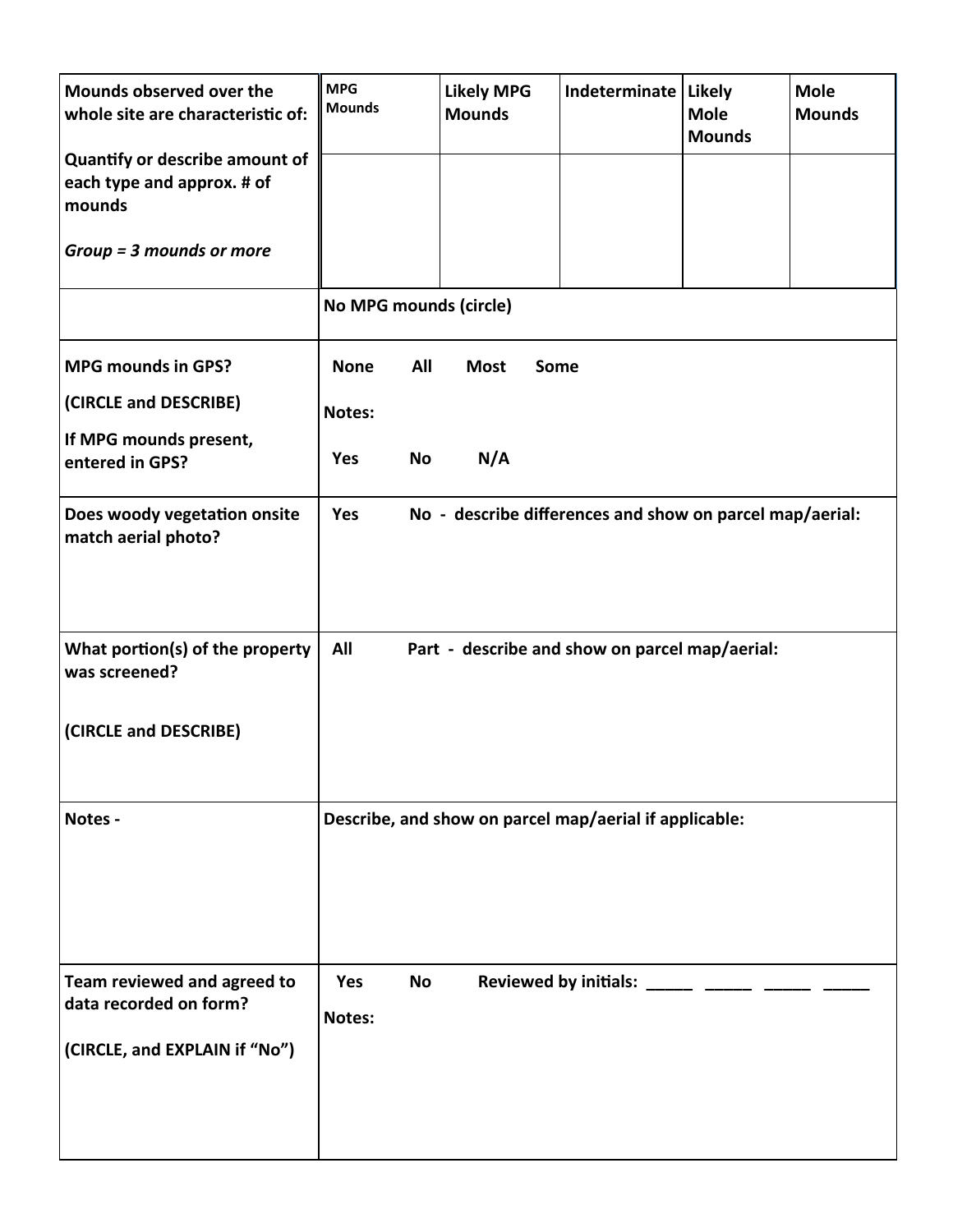| | | | | | |
|---|---|---|---|---|---|
| **Mounds observed over the whole site are characteristic of:**<br><br>**Quantify or describe amount of each type and approx. # of mounds**<br><br>***Group = 3 mounds or more*** | **MPG Mounds** | **Likely MPG Mounds** | **Indeterminate** | **Likely Mole Mounds** | **Mole Mounds** |
| | | | | | |
| | **No MPG mounds (circle)** | | | | |
| **MPG mounds in GPS?**<br><br>**(CIRCLE and DESCRIBE)**<br><br>**If MPG mounds present, entered in GPS?** | **None All Most Some**<br><br>**Notes:**<br><br>**Yes No N/A** | | | | |
| **Does woody vegetation onsite match aerial photo?** | **Yes No - describe differences and show on parcel map/aerial:** | | | | |
| **What portion(s) of the property was screened?**<br><br>**(CIRCLE and DESCRIBE)** | **All Part - describe and show on parcel map/aerial:** | | | | |
| **Notes -** | **Describe, and show on parcel map/aerial if applicable:** | | | | |
| **Team reviewed and agreed to data recorded on form?**<br><br>**(CIRCLE, and EXPLAIN if "No")** | **Yes No Reviewed by initials: _____ _____ _____ _____**<br><br>**Notes:** | | | | |